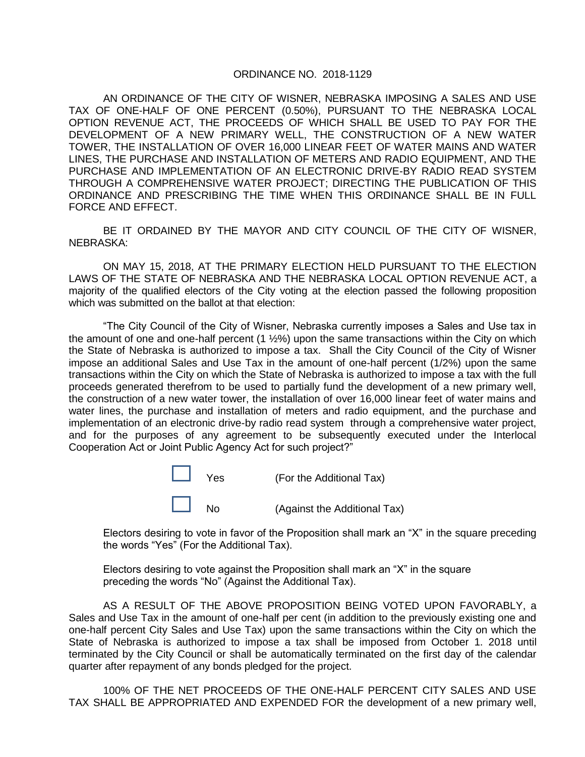# ORDINANCE NO. 2018-1129

AN ORDINANCE OF THE CITY OF WISNER, NEBRASKA IMPOSING A SALES AND USE TAX OF ONE-HALF OF ONE PERCENT (0.50%), PURSUANT TO THE NEBRASKA LOCAL OPTION REVENUE ACT, THE PROCEEDS OF WHICH SHALL BE USED TO PAY FOR THE DEVELOPMENT OF A NEW PRIMARY WELL, THE CONSTRUCTION OF A NEW WATER TOWER, THE INSTALLATION OF OVER 16,000 LINEAR FEET OF WATER MAINS AND WATER LINES, THE PURCHASE AND INSTALLATION OF METERS AND RADIO EQUIPMENT, AND THE PURCHASE AND IMPLEMENTATION OF AN ELECTRONIC DRIVE-BY RADIO READ SYSTEM THROUGH A COMPREHENSIVE WATER PROJECT; DIRECTING THE PUBLICATION OF THIS ORDINANCE AND PRESCRIBING THE TIME WHEN THIS ORDINANCE SHALL BE IN FULL FORCE AND EFFECT.

BE IT ORDAINED BY THE MAYOR AND CITY COUNCIL OF THE CITY OF WISNER, NEBRASKA:

ON MAY 15, 2018, AT THE PRIMARY ELECTION HELD PURSUANT TO THE ELECTION LAWS OF THE STATE OF NEBRASKA AND THE NEBRASKA LOCAL OPTION REVENUE ACT, a majority of the qualified electors of the City voting at the election passed the following proposition which was submitted on the ballot at that election:

"The City Council of the City of Wisner, Nebraska currently imposes a Sales and Use tax in the amount of one and one-half percent (1 ½%) upon the same transactions within the City on which the State of Nebraska is authorized to impose a tax. Shall the City Council of the City of Wisner impose an additional Sales and Use Tax in the amount of one-half percent (1/2%) upon the same transactions within the City on which the State of Nebraska is authorized to impose a tax with the full proceeds generated therefrom to be used to partially fund the development of a new primary well, the construction of a new water tower, the installation of over 16,000 linear feet of water mains and water lines, the purchase and installation of meters and radio equipment, and the purchase and implementation of an electronic drive-by radio read system through a comprehensive water project, and for the purposes of any agreement to be subsequently executed under the Interlocal Cooperation Act or Joint Public Agency Act for such project?"

☐ Yes (For the Additional Tax)

☐ No (Against the Additional Tax)

Electors desiring to vote in favor of the Proposition shall mark an "X" in the square preceding the words "Yes" (For the Additional Tax).

Electors desiring to vote against the Proposition shall mark an "X" in the square preceding the words "No" (Against the Additional Tax).

AS A RESULT OF THE ABOVE PROPOSITION BEING VOTED UPON FAVORABLY, a Sales and Use Tax in the amount of one-half per cent (in addition to the previously existing one and one-half percent City Sales and Use Tax) upon the same transactions within the City on which the State of Nebraska is authorized to impose a tax shall be imposed from October 1. 2018 until terminated by the City Council or shall be automatically terminated on the first day of the calendar quarter after repayment of any bonds pledged for the project.

100% OF THE NET PROCEEDS OF THE ONE-HALF PERCENT CITY SALES AND USE TAX SHALL BE APPROPRIATED AND EXPENDED FOR the development of a new primary well,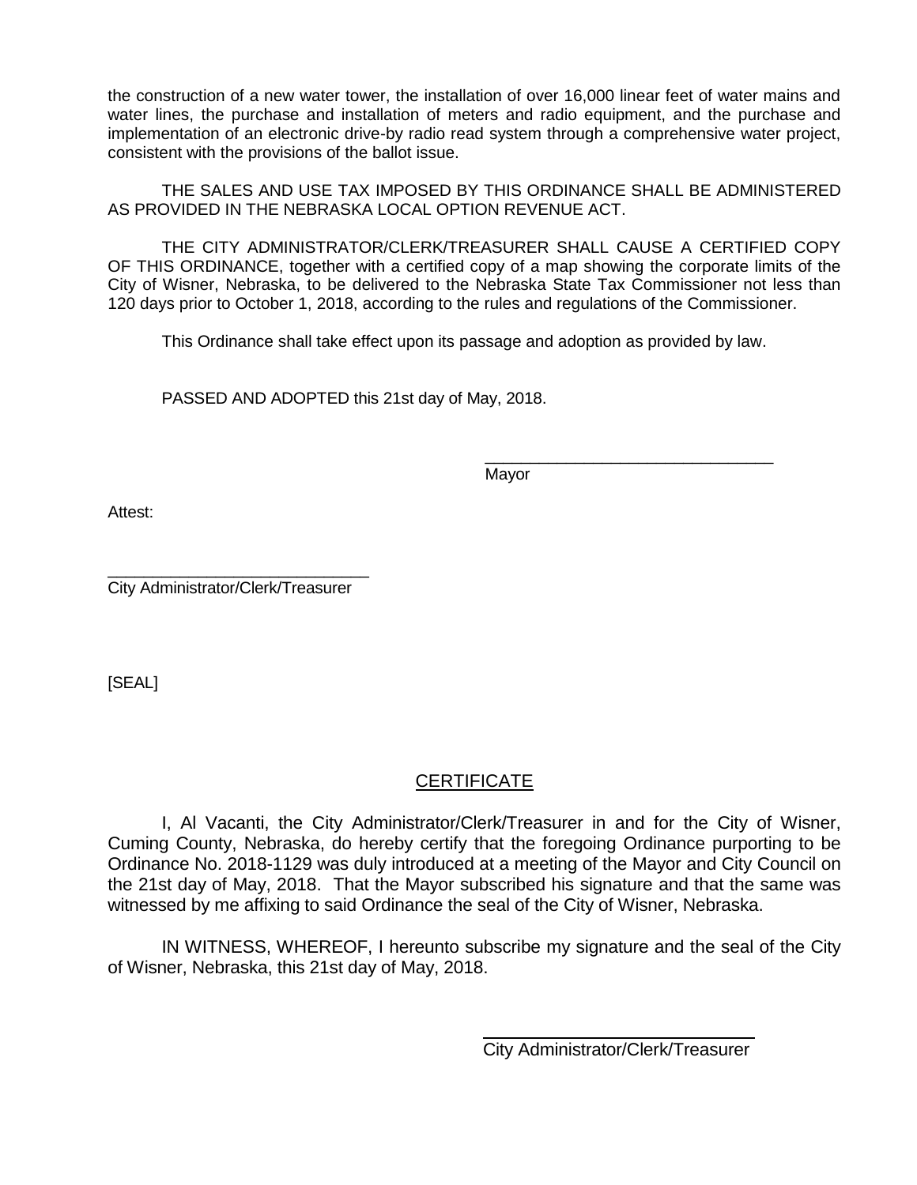the construction of a new water tower, the installation of over 16,000 linear feet of water mains and water lines, the purchase and installation of meters and radio equipment, and the purchase and implementation of an electronic drive-by radio read system through a comprehensive water project, consistent with the provisions of the ballot issue.

THE SALES AND USE TAX IMPOSED BY THIS ORDINANCE SHALL BE ADMINISTERED AS PROVIDED IN THE NEBRASKA LOCAL OPTION REVENUE ACT.

THE CITY ADMINISTRATOR/CLERK/TREASURER SHALL CAUSE A CERTIFIED COPY OF THIS ORDINANCE, together with a certified copy of a map showing the corporate limits of the City of Wisner, Nebraska, to be delivered to the Nebraska State Tax Commissioner not less than 120 days prior to October 1, 2018, according to the rules and regulations of the Commissioner.

This Ordinance shall take effect upon its passage and adoption as provided by law.

PASSED AND ADOPTED this 21st day of May, 2018.

\_\_\_\_\_\_\_\_\_\_\_\_\_\_\_\_\_\_\_\_\_\_\_\_\_\_\_\_\_\_\_\_
Mayor

Attest:

\_\_\_\_\_\_\_\_\_\_\_\_\_\_\_\_\_\_\_\_\_\_\_\_\_\_\_\_\_\_
City Administrator/Clerk/Treasurer

[SEAL]

## CERTIFICATE

I, Al Vacanti, the City Administrator/Clerk/Treasurer in and for the City of Wisner, Cuming County, Nebraska, do hereby certify that the foregoing Ordinance purporting to be Ordinance No. 2018-1129 was duly introduced at a meeting of the Mayor and City Council on the 21st day of May, 2018. That the Mayor subscribed his signature and that the same was witnessed by me affixing to said Ordinance the seal of the City of Wisner, Nebraska.

IN WITNESS, WHEREOF, I hereunto subscribe my signature and the seal of the City of Wisner, Nebraska, this 21st day of May, 2018.

\_\_\_\_\_\_\_\_\_\_\_\_\_\_\_\_\_\_\_\_\_\_\_\_\_\_\_\_\_\_
City Administrator/Clerk/Treasurer